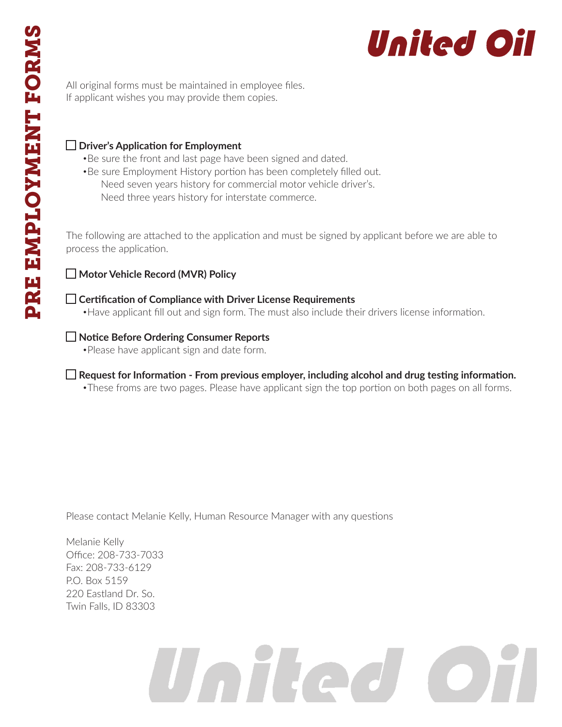# PRE EMPLOYMENT FORMS

# United Oil

All original forms must be maintained in employee files.
If applicant wishes you may provide them copies.

☐ **Driver's Application for Employment**

- Be sure the front and last page have been signed and dated.
- Be sure Employment History portion has been completely filled out.
  Need seven years history for commercial motor vehicle driver's.
  Need three years history for interstate commerce.

The following are attached to the application and must be signed by applicant before we are able to process the application.

☐ **Motor Vehicle Record (MVR) Policy**

☐ **Certification of Compliance with Driver License Requirements**

- Have applicant fill out and sign form. The must also include their drivers license information.

☐ **Notice Before Ordering Consumer Reports**

- Please have applicant sign and date form.

☐ **Request for Information - From previous employer, including alcohol and drug testing information.**

- These froms are two pages. Please have applicant sign the top portion on both pages on all forms.

Please contact Melanie Kelly, Human Resource Manager with any questions

Melanie Kelly
Office: 208-733-7033
Fax: 208-733-6129
P.O. Box 5159
220 Eastland Dr. So.
Twin Falls, ID 83303

United Oil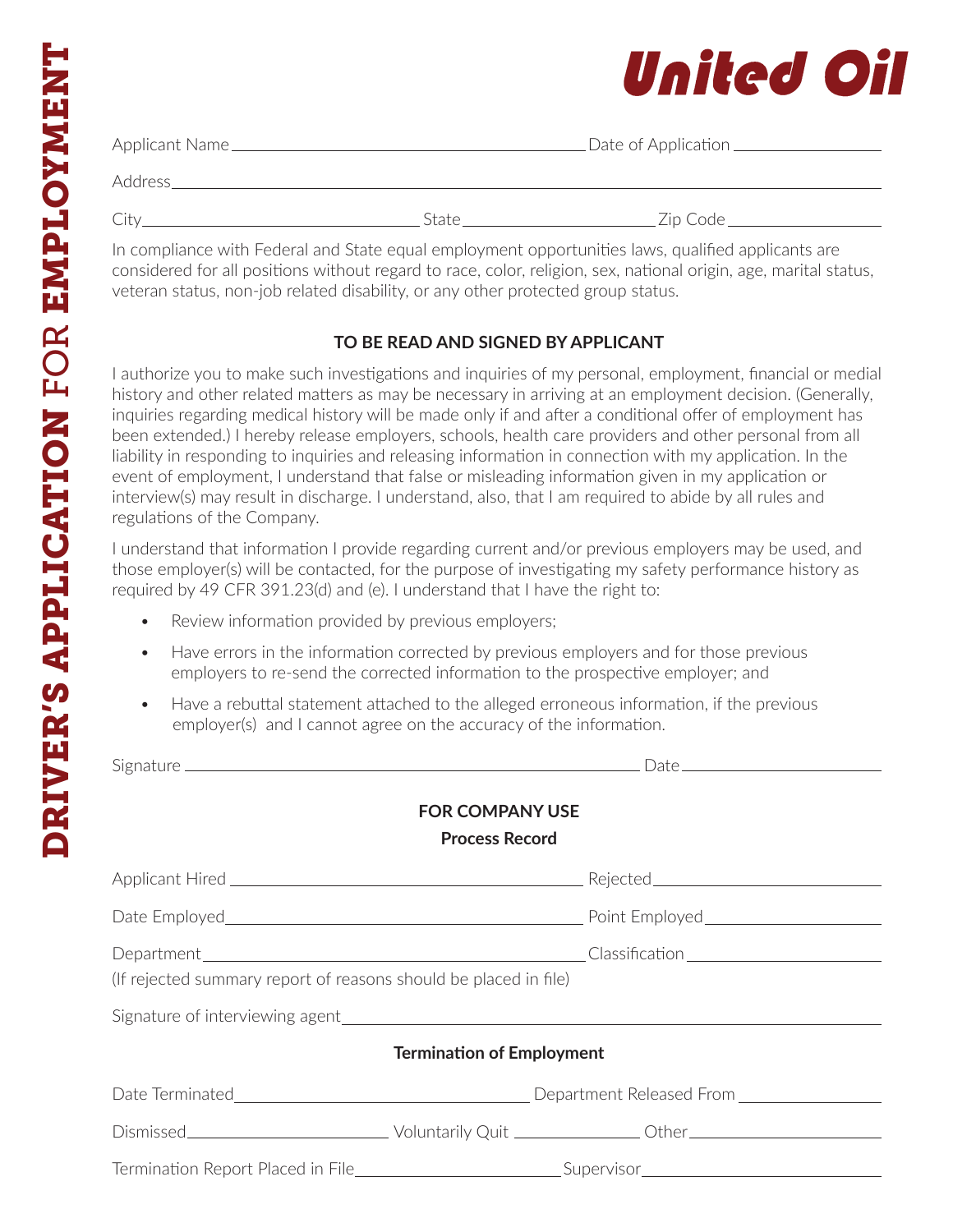# DRIVER'S APPLICATION FOR EMPLOYMENT

## United Oil

Applicant Name ______________________________ Date of Application ______________

Address ______________________________________________________________

City ______________________ State ________________ Zip Code ______________

In compliance with Federal and State equal employment opportunities laws, qualified applicants are considered for all positions without regard to race, color, religion, sex, national origin, age, marital status, veteran status, non-job related disability, or any other protected group status.

### TO BE READ AND SIGNED BY APPLICANT

I authorize you to make such investigations and inquiries of my personal, employment, financial or medial history and other related matters as may be necessary in arriving at an employment decision. (Generally, inquiries regarding medical history will be made only if and after a conditional offer of employment has been extended.) I hereby release employers, schools, health care providers and other personal from all liability in responding to inquiries and releasing information in connection with my application. In the event of employment, I understand that false or misleading information given in my application or interview(s) may result in discharge. I understand, also, that I am required to abide by all rules and regulations of the Company.

I understand that information I provide regarding current and/or previous employers may be used, and those employer(s) will be contacted, for the purpose of investigating my safety performance history as required by 49 CFR 391.23(d) and (e). I understand that I have the right to:

- Review information provided by previous employers;
- Have errors in the information corrected by previous employers and for those previous employers to re-send the corrected information to the prospective employer; and
- Have a rebuttal statement attached to the alleged erroneous information, if the previous employer(s) and I cannot agree on the accuracy of the information.

Signature ________________________________________ Date ________________

### FOR COMPANY USE

**Process Record**

Applicant Hired ______________________________ Rejected ______________________

Date Employed ______________________________ Point Employed __________________

Department ______________________________ Classification ____________________

(If rejected summary report of reasons should be placed in file)

Signature of interviewing agent ______________________________________________

**Termination of Employment**

Date Terminated ________________________ Department Released From ______________

Dismissed ________________ Voluntarily Quit ____________ Other ________________

Termination Report Placed in File ________________ Supervisor ______________________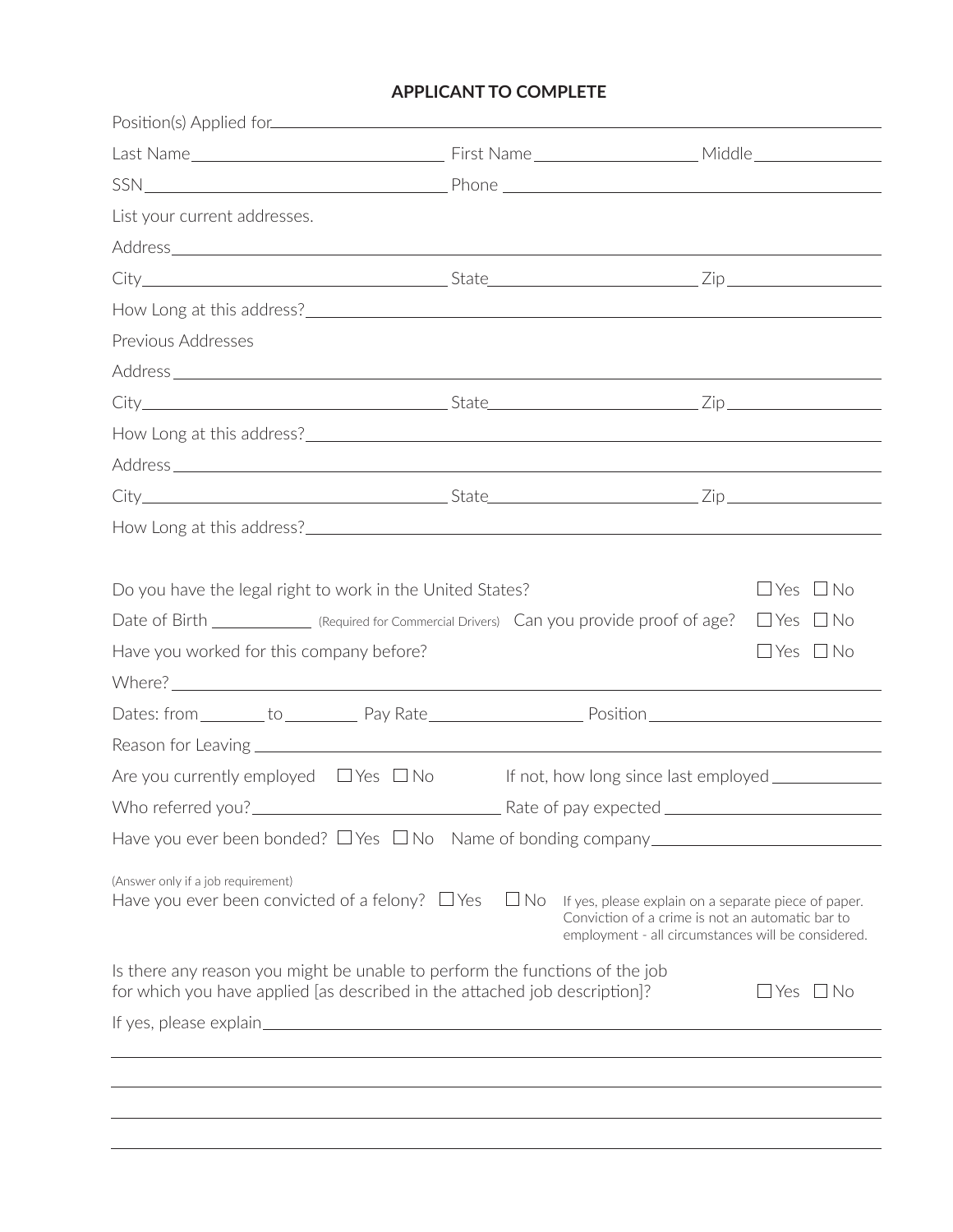## APPLICANT TO COMPLETE

Position(s) Applied for\_\_\_\_\_\_\_\_\_\_\_\_\_\_\_\_\_\_\_\_\_\_\_\_\_\_\_\_\_\_\_\_\_\_\_\_\_\_\_\_

Last Name\_\_\_\_\_\_\_\_\_\_\_\_\_\_\_\_\_\_\_\_ First Name\_\_\_\_\_\_\_\_\_\_\_\_\_\_\_\_ Middle\_\_\_\_\_\_\_\_\_\_\_\_

SSN\_\_\_\_\_\_\_\_\_\_\_\_\_\_\_\_\_\_\_\_\_\_\_\_ Phone \_\_\_\_\_\_\_\_\_\_\_\_\_\_\_\_\_\_\_\_\_\_\_\_

List your current addresses.

Address\_\_\_\_\_\_\_\_\_\_\_\_\_\_\_\_\_\_\_\_\_\_\_\_\_\_\_\_\_\_\_\_\_\_\_\_\_\_\_\_

City\_\_\_\_\_\_\_\_\_\_\_\_\_\_\_\_\_\_\_\_ State\_\_\_\_\_\_\_\_\_\_\_\_\_\_\_\_ Zip\_\_\_\_\_\_\_\_\_\_\_\_

How Long at this address?\_\_\_\_\_\_\_\_\_\_\_\_\_\_\_\_\_\_\_\_\_\_\_\_\_\_\_\_\_\_\_\_

Previous Addresses

Address\_\_\_\_\_\_\_\_\_\_\_\_\_\_\_\_\_\_\_\_\_\_\_\_\_\_\_\_\_\_\_\_\_\_\_\_\_\_\_\_

City\_\_\_\_\_\_\_\_\_\_\_\_\_\_\_\_\_\_\_\_ State\_\_\_\_\_\_\_\_\_\_\_\_\_\_\_\_ Zip\_\_\_\_\_\_\_\_\_\_\_\_

How Long at this address?\_\_\_\_\_\_\_\_\_\_\_\_\_\_\_\_\_\_\_\_\_\_\_\_\_\_\_\_\_\_\_\_

Address\_\_\_\_\_\_\_\_\_\_\_\_\_\_\_\_\_\_\_\_\_\_\_\_\_\_\_\_\_\_\_\_\_\_\_\_\_\_\_\_

City\_\_\_\_\_\_\_\_\_\_\_\_\_\_\_\_\_\_\_\_ State\_\_\_\_\_\_\_\_\_\_\_\_\_\_\_\_ Zip\_\_\_\_\_\_\_\_\_\_\_\_

How Long at this address?\_\_\_\_\_\_\_\_\_\_\_\_\_\_\_\_\_\_\_\_\_\_\_\_\_\_\_\_\_\_\_\_

Do you have the legal right to work in the United States? ☐ Yes ☐ No

Date of Birth \_\_\_\_\_\_\_\_\_\_ (Required for Commercial Drivers) Can you provide proof of age? ☐ Yes ☐ No

Have you worked for this company before? ☐ Yes ☐ No

Where? \_\_\_\_\_\_\_\_\_\_\_\_\_\_\_\_\_\_\_\_\_\_\_\_\_\_\_\_\_\_\_\_\_\_\_\_\_\_\_\_

Dates: from\_\_\_\_\_\_\_ to\_\_\_\_\_\_\_ Pay Rate\_\_\_\_\_\_\_\_\_\_\_\_\_\_ Position\_\_\_\_\_\_\_\_\_\_\_\_\_\_\_\_\_\_

Reason for Leaving \_\_\_\_\_\_\_\_\_\_\_\_\_\_\_\_\_\_\_\_\_\_\_\_\_\_\_\_\_\_\_\_\_\_\_\_

Are you currently employed ☐ Yes ☐ No If not, how long since last employed \_\_\_\_\_\_\_\_\_\_\_\_

Who referred you?\_\_\_\_\_\_\_\_\_\_\_\_\_\_\_\_\_\_\_\_\_\_ Rate of pay expected \_\_\_\_\_\_\_\_\_\_\_\_\_\_\_\_\_\_

Have you ever been bonded? ☐ Yes ☐ No Name of bonding company\_\_\_\_\_\_\_\_\_\_\_\_\_\_\_\_\_\_

(Answer only if a job requirement)
Have you ever been convicted of a felony? ☐ Yes ☐ No If yes, please explain on a separate piece of paper. Conviction of a crime is not an automatic bar to employment - all circumstances will be considered.

Is there any reason you might be unable to perform the functions of the job for which you have applied [as described in the attached job description]? ☐ Yes ☐ No

If yes, please explain\_\_\_\_\_\_\_\_\_\_\_\_\_\_\_\_\_\_\_\_\_\_\_\_\_\_\_\_\_\_\_\_\_\_\_\_

\_\_\_\_\_\_\_\_\_\_\_\_\_\_\_\_\_\_\_\_\_\_\_\_\_\_\_\_\_\_\_\_\_\_\_\_\_\_\_\_\_\_\_\_\_\_

\_\_\_\_\_\_\_\_\_\_\_\_\_\_\_\_\_\_\_\_\_\_\_\_\_\_\_\_\_\_\_\_\_\_\_\_\_\_\_\_\_\_\_\_\_\_

\_\_\_\_\_\_\_\_\_\_\_\_\_\_\_\_\_\_\_\_\_\_\_\_\_\_\_\_\_\_\_\_\_\_\_\_\_\_\_\_\_\_\_\_\_\_

\_\_\_\_\_\_\_\_\_\_\_\_\_\_\_\_\_\_\_\_\_\_\_\_\_\_\_\_\_\_\_\_\_\_\_\_\_\_\_\_\_\_\_\_\_\_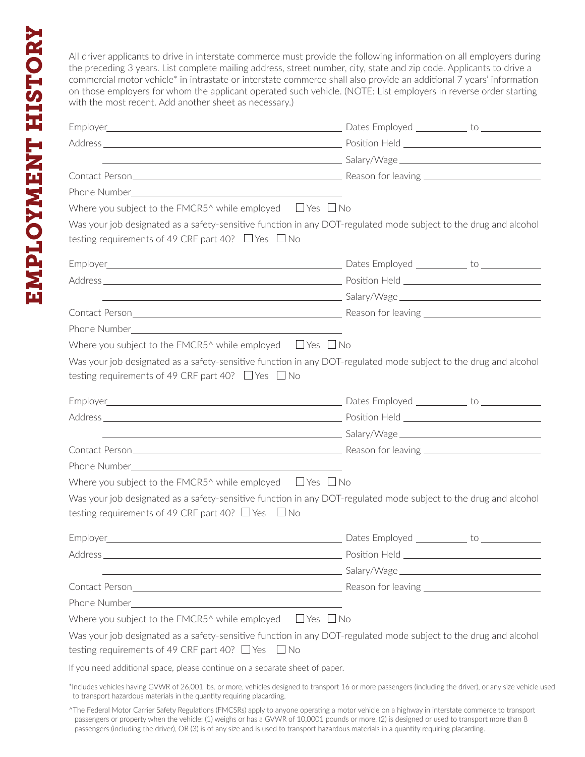# EMPLOYMENT HISTORY

All driver applicants to drive in interstate commerce must provide the following information on all employers during the preceding 3 years. List complete mailing address, street number, city, state and zip code. Applicants to drive a commercial motor vehicle* in intrastate or interstate commerce shall also provide an additional 7 years' information on those employers for whom the applicant operated such vehicle. (NOTE: List employers in reverse order starting with the most recent. Add another sheet as necessary.)

Employer\_\_\_\_\_\_\_\_\_\_\_\_\_\_\_\_\_\_\_\_ Dates Employed \_\_\_\_\_\_\_\_ to \_\_\_\_\_\_\_\_

Address \_\_\_\_\_\_\_\_\_\_\_\_\_\_\_\_\_\_\_\_ Position Held \_\_\_\_\_\_\_\_\_\_\_\_

\_\_\_\_\_\_\_\_\_\_\_\_\_\_\_\_\_\_\_\_ Salary/Wage \_\_\_\_\_\_\_\_\_\_\_\_

Contact Person\_\_\_\_\_\_\_\_\_\_\_\_\_\_\_\_\_\_\_\_ Reason for leaving \_\_\_\_\_\_\_\_\_\_\_\_

Phone Number\_\_\_\_\_\_\_\_\_\_\_\_\_\_\_\_\_\_\_\_

Where you subject to the FMCR5^ while employed ☐ Yes ☐ No

Was your job designated as a safety-sensitive function in any DOT-regulated mode subject to the drug and alcohol testing requirements of 49 CRF part 40? ☐ Yes ☐ No

Employer\_\_\_\_\_\_\_\_\_\_\_\_\_\_\_\_\_\_\_\_ Dates Employed \_\_\_\_\_\_\_\_ to \_\_\_\_\_\_\_\_

Address \_\_\_\_\_\_\_\_\_\_\_\_\_\_\_\_\_\_\_\_ Position Held \_\_\_\_\_\_\_\_\_\_\_\_

\_\_\_\_\_\_\_\_\_\_\_\_\_\_\_\_\_\_\_\_ Salary/Wage \_\_\_\_\_\_\_\_\_\_\_\_

Contact Person\_\_\_\_\_\_\_\_\_\_\_\_\_\_\_\_\_\_\_\_ Reason for leaving \_\_\_\_\_\_\_\_\_\_\_\_

Phone Number\_\_\_\_\_\_\_\_\_\_\_\_\_\_\_\_\_\_\_\_

Where you subject to the FMCR5^ while employed ☐ Yes ☐ No

Was your job designated as a safety-sensitive function in any DOT-regulated mode subject to the drug and alcohol testing requirements of 49 CRF part 40? ☐ Yes ☐ No

Employer\_\_\_\_\_\_\_\_\_\_\_\_\_\_\_\_\_\_\_\_ Dates Employed \_\_\_\_\_\_\_\_ to \_\_\_\_\_\_\_\_

Address \_\_\_\_\_\_\_\_\_\_\_\_\_\_\_\_\_\_\_\_ Position Held \_\_\_\_\_\_\_\_\_\_\_\_

\_\_\_\_\_\_\_\_\_\_\_\_\_\_\_\_\_\_\_\_ Salary/Wage \_\_\_\_\_\_\_\_\_\_\_\_

Contact Person\_\_\_\_\_\_\_\_\_\_\_\_\_\_\_\_\_\_\_\_ Reason for leaving \_\_\_\_\_\_\_\_\_\_\_\_

Phone Number\_\_\_\_\_\_\_\_\_\_\_\_\_\_\_\_\_\_\_\_

Where you subject to the FMCR5^ while employed ☐ Yes ☐ No

Was your job designated as a safety-sensitive function in any DOT-regulated mode subject to the drug and alcohol testing requirements of 49 CRF part 40? ☐ Yes ☐ No

Employer\_\_\_\_\_\_\_\_\_\_\_\_\_\_\_\_\_\_\_\_ Dates Employed \_\_\_\_\_\_\_\_ to \_\_\_\_\_\_\_\_

Address \_\_\_\_\_\_\_\_\_\_\_\_\_\_\_\_\_\_\_\_ Position Held \_\_\_\_\_\_\_\_\_\_\_\_

\_\_\_\_\_\_\_\_\_\_\_\_\_\_\_\_\_\_\_\_ Salary/Wage \_\_\_\_\_\_\_\_\_\_\_\_

Contact Person\_\_\_\_\_\_\_\_\_\_\_\_\_\_\_\_\_\_\_\_ Reason for leaving \_\_\_\_\_\_\_\_\_\_\_\_

Phone Number\_\_\_\_\_\_\_\_\_\_\_\_\_\_\_\_\_\_\_\_

Where you subject to the FMCR5^ while employed ☐ Yes ☐ No

Was your job designated as a safety-sensitive function in any DOT-regulated mode subject to the drug and alcohol testing requirements of 49 CRF part 40? ☐ Yes ☐ No

If you need additional space, please continue on a separate sheet of paper.

*Includes vehicles having GVWR of 26,001 lbs. or more, vehicles designed to transport 16 or more passengers (including the driver), or any size vehicle used to transport hazardous materials in the quantity requiring placarding.

^The Federal Motor Carrier Safety Regulations (FMCSRs) apply to anyone operating a motor vehicle on a highway in interstate commerce to transport passengers or property when the vehicle: (1) weighs or has a GVWR of 10,0001 pounds or more, (2) is designed or used to transport more than 8 passengers (including the driver), OR (3) is of any size and is used to transport hazardous materials in a quantity requiring placarding.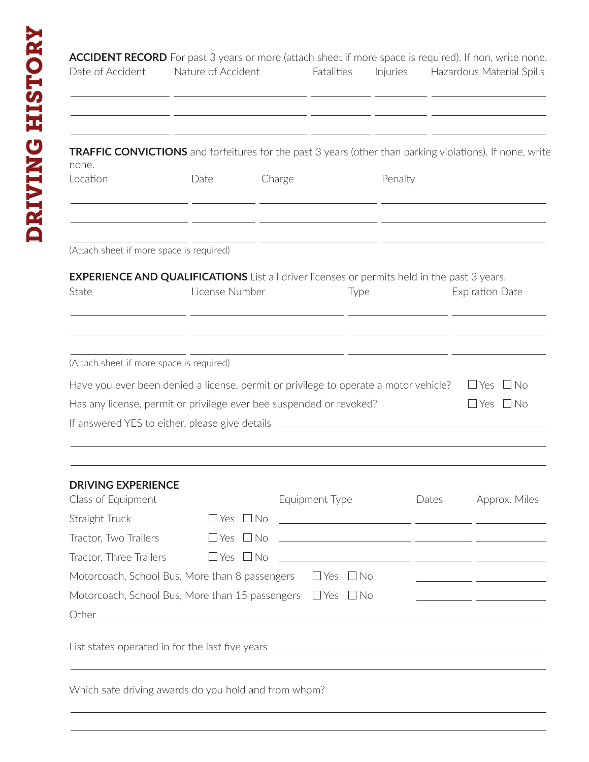# DRIVING HISTORY

**ACCIDENT RECORD** For past 3 years or more (attach sheet if more space is required). If non, write none.

| Date of Accident | Nature of Accident | Fatalities | Injuries | Hazardous Material Spills |
|---|---|---|---|---|
| | | | | |
| | | | | |
| | | | | |

**TRAFFIC CONVICTIONS** and forfeitures for the past 3 years (other than parking violations). If none, write none.

| Location | Date | Charge | Penalty |
|---|---|---|---|
| | | | |
| | | | |
| | | | |

(Attach sheet if more space is required)

**EXPERIENCE AND QUALIFICATIONS** List all driver licenses or permits held in the past 3 years.

| State | License Number | Type | Expiration Date |
|---|---|---|---|
| | | | |
| | | | |
| | | | |

(Attach sheet if more space is required)

Have you ever been denied a license, permit or privilege to operate a motor vehicle? ☐ Yes ☐ No

Has any license, permit or privilege ever bee suspended or revoked? ☐ Yes ☐ No

If answered YES to either, please give details ______________________________

______________________________

______________________________

**DRIVING EXPERIENCE**

| Class of Equipment | | Equipment Type | Dates | Approx. Miles |
|---|---|---|---|---|
| Straight Truck | ☐ Yes ☐ No | | | |
| Tractor, Two Trailers | ☐ Yes ☐ No | | | |
| Tractor, Three Trailers | ☐ Yes ☐ No | | | |
| Motorcoach, School Bus, More than 8 passengers | | ☐ Yes ☐ No | | |
| Motorcoach, School Bus, More than 15 passengers | | ☐ Yes ☐ No | | |

Other ______________________________

List states operated in for the last five years ______________________________

______________________________

Which safe driving awards do you hold and from whom?

______________________________

______________________________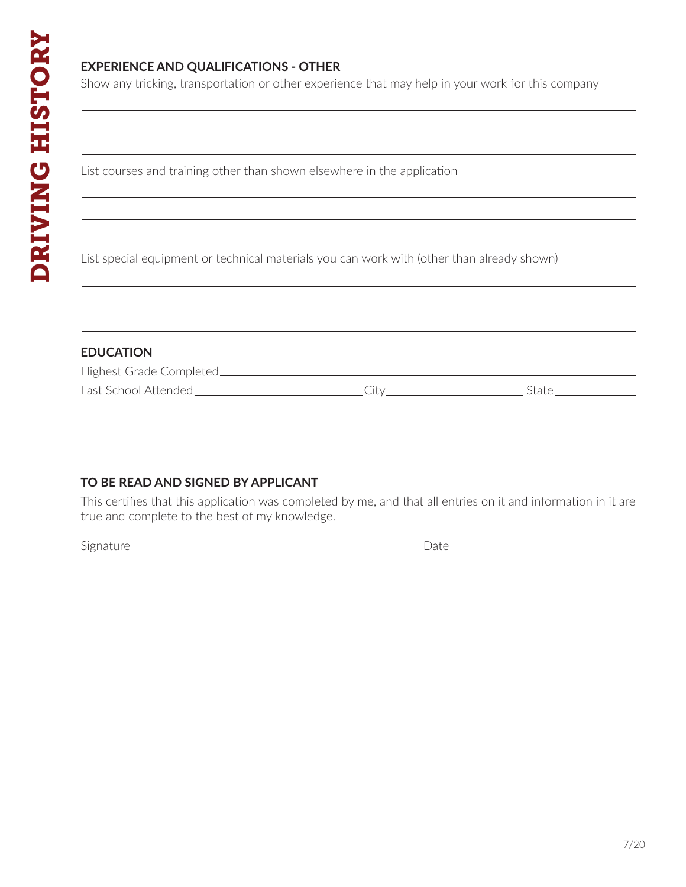DRIVING HISTORY

## EXPERIENCE AND QUALIFICATIONS - OTHER

Show any tricking, transportation or other experience that may help in your work for this company

\_\_\_\_\_\_\_\_\_\_\_\_\_\_\_\_\_\_\_\_\_\_\_\_\_\_\_\_\_\_\_\_\_\_\_\_\_\_\_\_\_\_\_\_\_\_\_\_\_\_\_\_\_\_\_\_\_\_\_\_\_\_\_\_\_\_\_\_\_\_\_\_\_\_\_\_

\_\_\_\_\_\_\_\_\_\_\_\_\_\_\_\_\_\_\_\_\_\_\_\_\_\_\_\_\_\_\_\_\_\_\_\_\_\_\_\_\_\_\_\_\_\_\_\_\_\_\_\_\_\_\_\_\_\_\_\_\_\_\_\_\_\_\_\_\_\_\_\_\_\_\_\_

\_\_\_\_\_\_\_\_\_\_\_\_\_\_\_\_\_\_\_\_\_\_\_\_\_\_\_\_\_\_\_\_\_\_\_\_\_\_\_\_\_\_\_\_\_\_\_\_\_\_\_\_\_\_\_\_\_\_\_\_\_\_\_\_\_\_\_\_\_\_\_\_\_\_\_\_

List courses and training other than shown elsewhere in the application

\_\_\_\_\_\_\_\_\_\_\_\_\_\_\_\_\_\_\_\_\_\_\_\_\_\_\_\_\_\_\_\_\_\_\_\_\_\_\_\_\_\_\_\_\_\_\_\_\_\_\_\_\_\_\_\_\_\_\_\_\_\_\_\_\_\_\_\_\_\_\_\_\_\_\_\_

\_\_\_\_\_\_\_\_\_\_\_\_\_\_\_\_\_\_\_\_\_\_\_\_\_\_\_\_\_\_\_\_\_\_\_\_\_\_\_\_\_\_\_\_\_\_\_\_\_\_\_\_\_\_\_\_\_\_\_\_\_\_\_\_\_\_\_\_\_\_\_\_\_\_\_\_

\_\_\_\_\_\_\_\_\_\_\_\_\_\_\_\_\_\_\_\_\_\_\_\_\_\_\_\_\_\_\_\_\_\_\_\_\_\_\_\_\_\_\_\_\_\_\_\_\_\_\_\_\_\_\_\_\_\_\_\_\_\_\_\_\_\_\_\_\_\_\_\_\_\_\_\_

List special equipment or technical materials you can work with (other than already shown)

\_\_\_\_\_\_\_\_\_\_\_\_\_\_\_\_\_\_\_\_\_\_\_\_\_\_\_\_\_\_\_\_\_\_\_\_\_\_\_\_\_\_\_\_\_\_\_\_\_\_\_\_\_\_\_\_\_\_\_\_\_\_\_\_\_\_\_\_\_\_\_\_\_\_\_\_

\_\_\_\_\_\_\_\_\_\_\_\_\_\_\_\_\_\_\_\_\_\_\_\_\_\_\_\_\_\_\_\_\_\_\_\_\_\_\_\_\_\_\_\_\_\_\_\_\_\_\_\_\_\_\_\_\_\_\_\_\_\_\_\_\_\_\_\_\_\_\_\_\_\_\_\_

\_\_\_\_\_\_\_\_\_\_\_\_\_\_\_\_\_\_\_\_\_\_\_\_\_\_\_\_\_\_\_\_\_\_\_\_\_\_\_\_\_\_\_\_\_\_\_\_\_\_\_\_\_\_\_\_\_\_\_\_\_\_\_\_\_\_\_\_\_\_\_\_\_\_\_\_

## EDUCATION

Highest Grade Completed \_\_\_\_\_\_\_\_\_\_\_\_\_\_\_\_\_\_\_\_\_\_\_\_\_\_\_\_\_\_\_\_\_\_\_\_\_\_\_\_\_\_\_\_\_\_\_\_\_\_\_\_\_\_\_\_

Last School Attended \_\_\_\_\_\_\_\_\_\_\_\_\_\_\_\_\_\_\_\_\_\_\_\_ City \_\_\_\_\_\_\_\_\_\_\_\_\_\_\_\_\_\_\_\_ State \_\_\_\_\_\_\_\_\_\_\_\_

## TO BE READ AND SIGNED BY APPLICANT

This certifies that this application was completed by me, and that all entries on it and information in it are true and complete to the best of my knowledge.

Signature \_\_\_\_\_\_\_\_\_\_\_\_\_\_\_\_\_\_\_\_\_\_\_\_\_\_\_\_\_\_\_\_\_\_\_\_\_\_\_\_\_\_\_\_ Date \_\_\_\_\_\_\_\_\_\_\_\_\_\_\_\_\_\_\_\_\_\_\_\_\_\_\_\_

7/20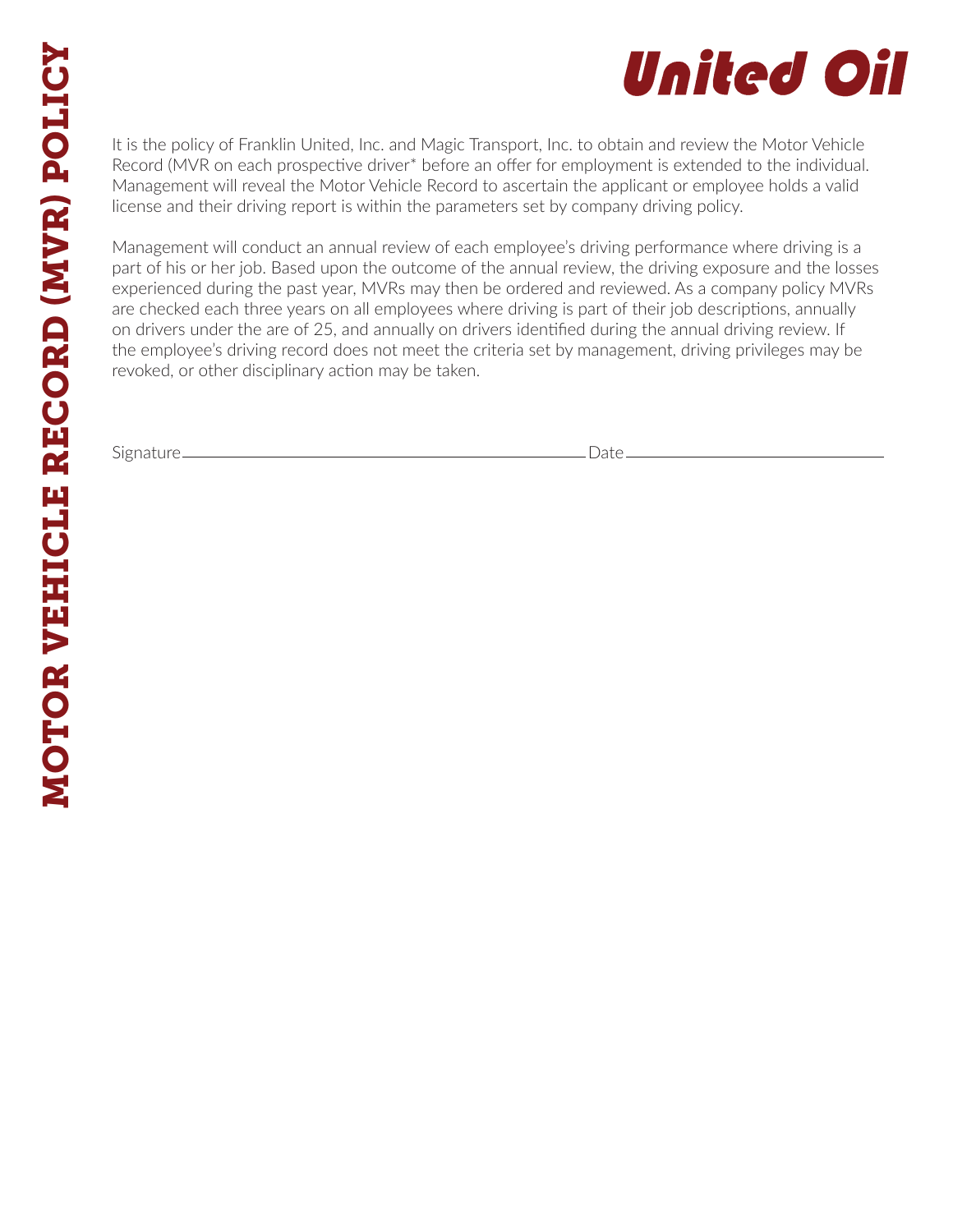# MOTOR VEHICLE RECORD (MVR) POLICY

**United Oil**

It is the policy of Franklin United, Inc. and Magic Transport, Inc. to obtain and review the Motor Vehicle Record (MVR on each prospective driver* before an offer for employment is extended to the individual. Management will reveal the Motor Vehicle Record to ascertain the applicant or employee holds a valid license and their driving report is within the parameters set by company driving policy.

Management will conduct an annual review of each employee's driving performance where driving is a part of his or her job. Based upon the outcome of the annual review, the driving exposure and the losses experienced during the past year, MVRs may then be ordered and reviewed. As a company policy MVRs are checked each three years on all employees where driving is part of their job descriptions, annually on drivers under the are of 25, and annually on drivers identified during the annual driving review. If the employee's driving record does not meet the criteria set by management, driving privileges may be revoked, or other disciplinary action may be taken.

Signature ________________________________________ Date ____________________________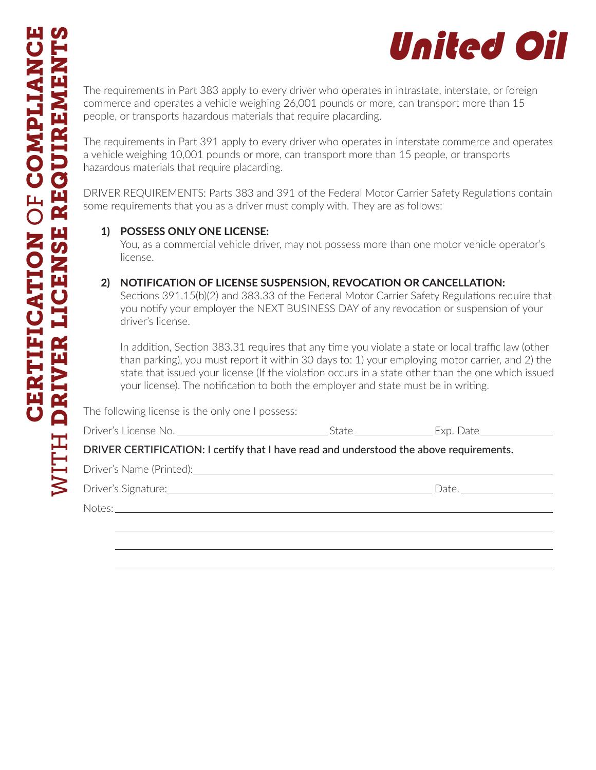# CERTIFICATION OF COMPLIANCE WITH DRIVER LICENSE REQUIREMENTS

**United Oil**

The requirements in Part 383 apply to every driver who operates in intrastate, interstate, or foreign commerce and operates a vehicle weighing 26,001 pounds or more, can transport more than 15 people, or transports hazardous materials that require placarding.

The requirements in Part 391 apply to every driver who operates in interstate commerce and operates a vehicle weighing 10,001 pounds or more, can transport more than 15 people, or transports hazardous materials that require placarding.

DRIVER REQUIREMENTS: Parts 383 and 391 of the Federal Motor Carrier Safety Regulations contain some requirements that you as a driver must comply with. They are as follows:

1) **POSSESS ONLY ONE LICENSE:**
   You, as a commercial vehicle driver, may not possess more than one motor vehicle operator's license.

2) **NOTIFICATION OF LICENSE SUSPENSION, REVOCATION OR CANCELLATION:**
   Sections 391.15(b)(2) and 383.33 of the Federal Motor Carrier Safety Regulations require that you notify your employer the NEXT BUSINESS DAY of any revocation or suspension of your driver's license.

   In addition, Section 383.31 requires that any time you violate a state or local traffic law (other than parking), you must report it within 30 days to: 1) your employing motor carrier, and 2) the state that issued your license (If the violation occurs in a state other than the one which issued your license). The notification to both the employer and state must be in writing.

The following license is the only one I possess:

Driver's License No. ______________________ State ____________ Exp. Date ____________

DRIVER CERTIFICATION: I certify that I have read and understood the above requirements.

Driver's Name (Printed): ______________________________________________

Driver's Signature: ______________________________________ Date. ____________

Notes: ______________________________________________________________

______________________________________________________________

______________________________________________________________

______________________________________________________________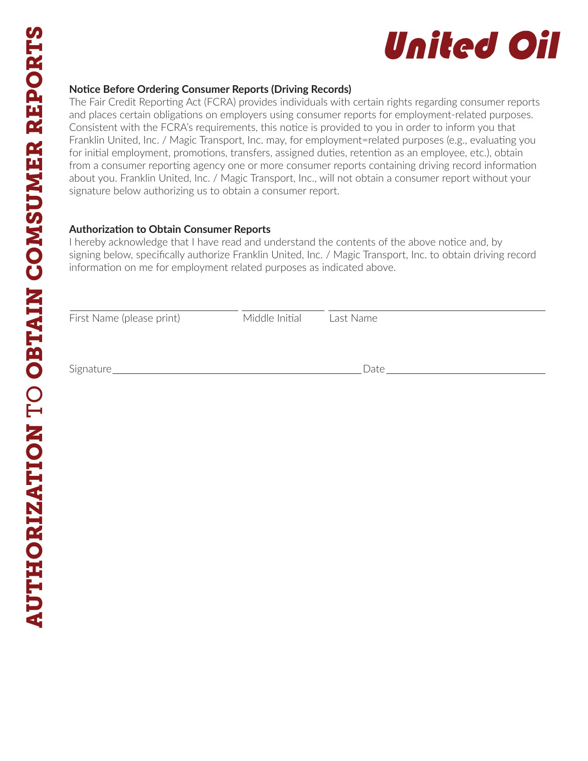# AUTHORIZATION TO OBTAIN COMSUMER REPORTS

**United Oil**

**Notice Before Ordering Consumer Reports (Driving Records)**

The Fair Credit Reporting Act (FCRA) provides individuals with certain rights regarding consumer reports and places certain obligations on employers using consumer reports for employment-related purposes. Consistent with the FCRA's requirements, this notice is provided to you in order to inform you that Franklin United, Inc. / Magic Transport, Inc. may, for employment=related purposes (e.g., evaluating you for initial employment, promotions, transfers, assigned duties, retention as an employee, etc.), obtain from a consumer reporting agency one or more consumer reports containing driving record information about you. Franklin United, Inc. / Magic Transport, Inc., will not obtain a consumer report without your signature below authorizing us to obtain a consumer report.

**Authorization to Obtain Consumer Reports**

I hereby acknowledge that I have read and understand the contents of the above notice and, by signing below, specifically authorize Franklin United, Inc. / Magic Transport, Inc. to obtain driving record information on me for employment related purposes as indicated above.

______________________________ ______________ ______________________________
First Name (please print) Middle Initial Last Name

Signature______________________________ Date______________________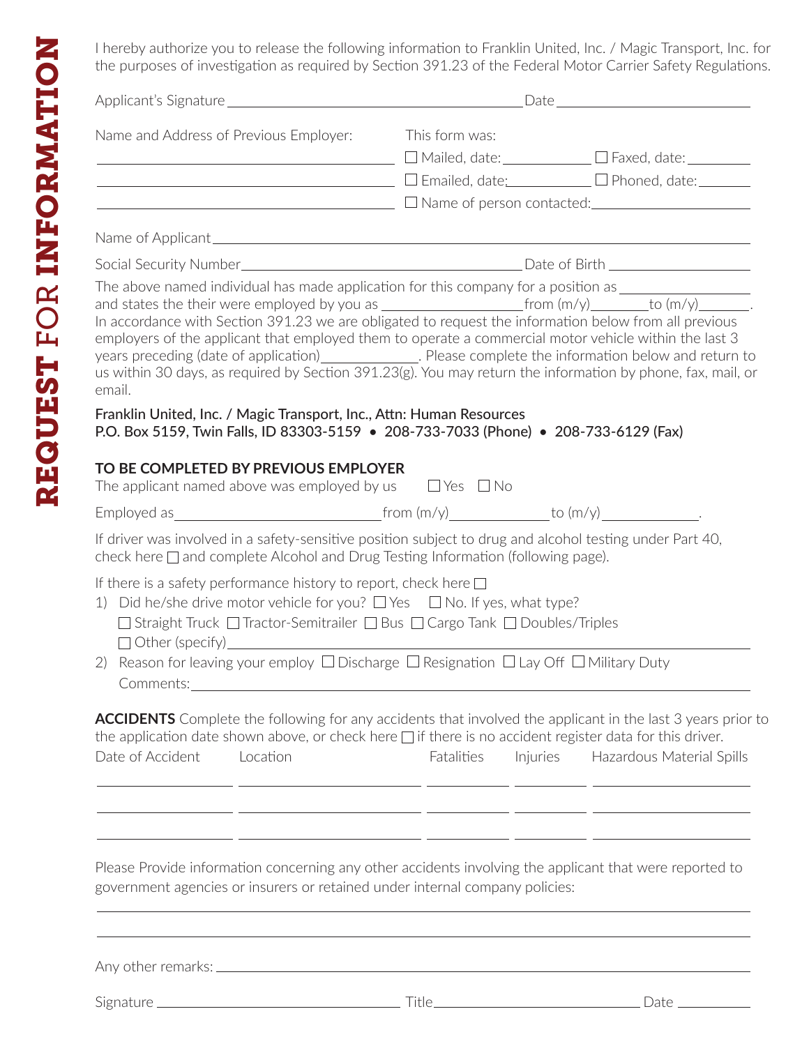# REQUEST FOR INFORMATION

I hereby authorize you to release the following information to Franklin United, Inc. / Magic Transport, Inc. for the purposes of investigation as required by Section 391.23 of the Federal Motor Carrier Safety Regulations.

Applicant's Signature ______________________________ Date ____________________

Name and Address of Previous Employer:

______________________________

______________________________

______________________________

This form was:

☐ Mailed, date: __________ ☐ Faxed, date: __________

☐ Emailed, date: __________ ☐ Phoned, date: __________

☐ Name of person contacted: ____________________

Name of Applicant ______________________________________________

Social Security Number ______________________________ Date of Birth ____________________

The above named individual has made application for this company for a position as ______________ and states the their were employed by you as ______________ from (m/y) ________ to (m/y) ________. In accordance with Section 391.23 we are obligated to request the information below from all previous employers of the applicant that employed them to operate a commercial motor vehicle within the last 3 years preceding (date of application) ____________. Please complete the information below and return to us within 30 days, as required by Section 391.23(g). You may return the information by phone, fax, mail, or email.

**Franklin United, Inc. / Magic Transport, Inc., Attn: Human Resources**
**P.O. Box 5159, Twin Falls, ID 83303-5159 • 208-733-7033 (Phone) • 208-733-6129 (Fax)**

## TO BE COMPLETED BY PREVIOUS EMPLOYER

The applicant named above was employed by us ☐ Yes ☐ No

Employed as ______________________ from (m/y) ____________ to (m/y) ____________.

If driver was involved in a safety-sensitive position subject to drug and alcohol testing under Part 40, check here ☐ and complete Alcohol and Drug Testing Information (following page).

If there is a safety performance history to report, check here ☐

1) Did he/she drive motor vehicle for you? ☐ Yes ☐ No. If yes, what type?
   ☐ Straight Truck ☐ Tractor-Semitrailer ☐ Bus ☐ Cargo Tank ☐ Doubles/Triples
   ☐ Other (specify) ______________________________
2) Reason for leaving your employ ☐ Discharge ☐ Resignation ☐ Lay Off ☐ Military Duty
   Comments: ______________________________

**ACCIDENTS** Complete the following for any accidents that involved the applicant in the last 3 years prior to the application date shown above, or check here ☐ if there is no accident register data for this driver.

| Date of Accident | Location | Fatalities | Injuries | Hazardous Material Spills |
|---|---|---|---|---|
| | | | | |
| | | | | |
| | | | | |

Please Provide information concerning any other accidents involving the applicant that were reported to government agencies or insurers or retained under internal company policies:

______________________________________________

______________________________________________

Any other remarks: ______________________________

Signature ______________________ Title ______________________ Date __________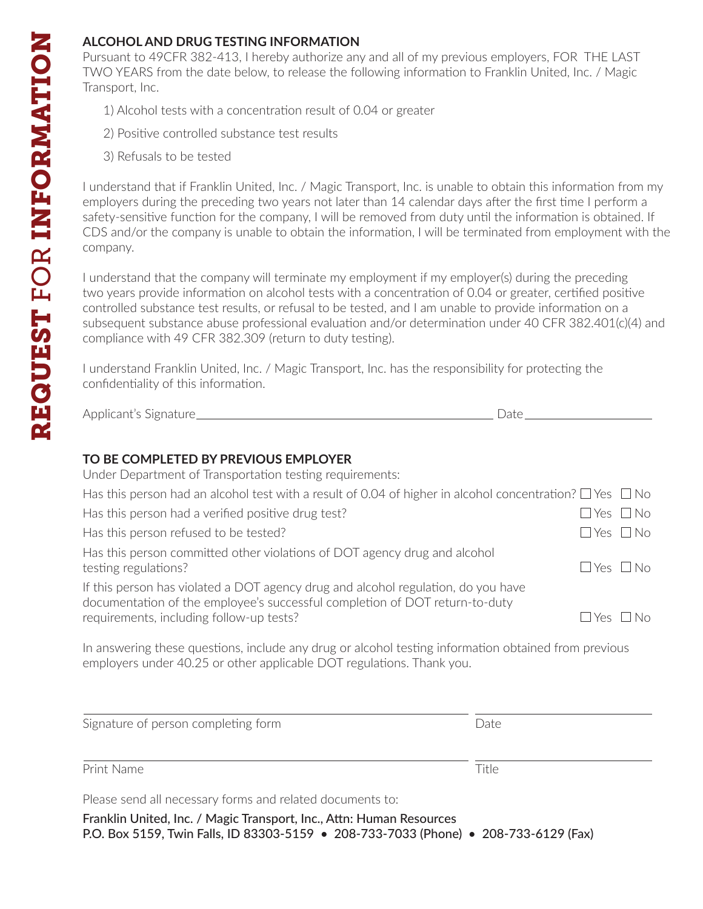# REQUEST FOR INFORMATION

**ALCOHOL AND DRUG TESTING INFORMATION**

Pursuant to 49CFR 382-413, I hereby authorize any and all of my previous employers, FOR THE LAST TWO YEARS from the date below, to release the following information to Franklin United, Inc. / Magic Transport, Inc.

1) Alcohol tests with a concentration result of 0.04 or greater

2) Positive controlled substance test results

3) Refusals to be tested

I understand that if Franklin United, Inc. / Magic Transport, Inc. is unable to obtain this information from my employers during the preceding two years not later than 14 calendar days after the first time I perform a safety-sensitive function for the company, I will be removed from duty until the information is obtained. If CDS and/or the company is unable to obtain the information, I will be terminated from employment with the company.

I understand that the company will terminate my employment if my employer(s) during the preceding two years provide information on alcohol tests with a concentration of 0.04 or greater, certified positive controlled substance test results, or refusal to be tested, and I am unable to provide information on a subsequent substance abuse professional evaluation and/or determination under 40 CFR 382.401(c)(4) and compliance with 49 CFR 382.309 (return to duty testing).

I understand Franklin United, Inc. / Magic Transport, Inc. has the responsibility for protecting the confidentiality of this information.

Applicant's Signature\_\_\_\_\_\_\_\_\_\_\_\_\_\_\_\_\_\_\_\_\_\_\_\_\_\_\_\_\_\_\_\_\_\_\_\_ Date\_\_\_\_\_\_\_\_\_\_\_\_\_\_\_\_

**TO BE COMPLETED BY PREVIOUS EMPLOYER**

Under Department of Transportation testing requirements:

| | |
|---|---|
| Has this person had an alcohol test with a result of 0.04 of higher in alcohol concentration? | ☐ Yes ☐ No |
| Has this person had a verified positive drug test? | ☐ Yes ☐ No |
| Has this person refused to be tested? | ☐ Yes ☐ No |
| Has this person committed other violations of DOT agency drug and alcohol testing regulations? | ☐ Yes ☐ No |
| If this person has violated a DOT agency drug and alcohol regulation, do you have documentation of the employee's successful completion of DOT return-to-duty requirements, including follow-up tests? | ☐ Yes ☐ No |

In answering these questions, include any drug or alcohol testing information obtained from previous employers under 40.25 or other applicable DOT regulations. Thank you.

\_\_\_\_\_\_\_\_\_\_\_\_\_\_\_\_\_\_\_\_\_\_\_\_\_\_\_\_\_\_\_\_\_\_\_\_ \_\_\_\_\_\_\_\_\_\_\_\_\_\_\_\_\_\_
Signature of person completing form Date

\_\_\_\_\_\_\_\_\_\_\_\_\_\_\_\_\_\_\_\_\_\_\_\_\_\_\_\_\_\_\_\_\_\_\_\_ \_\_\_\_\_\_\_\_\_\_\_\_\_\_\_\_\_\_
Print Name Title

Please send all necessary forms and related documents to:

Franklin United, Inc. / Magic Transport, Inc., Attn: Human Resources
P.O. Box 5159, Twin Falls, ID 83303-5159 • 208-733-7033 (Phone) • 208-733-6129 (Fax)